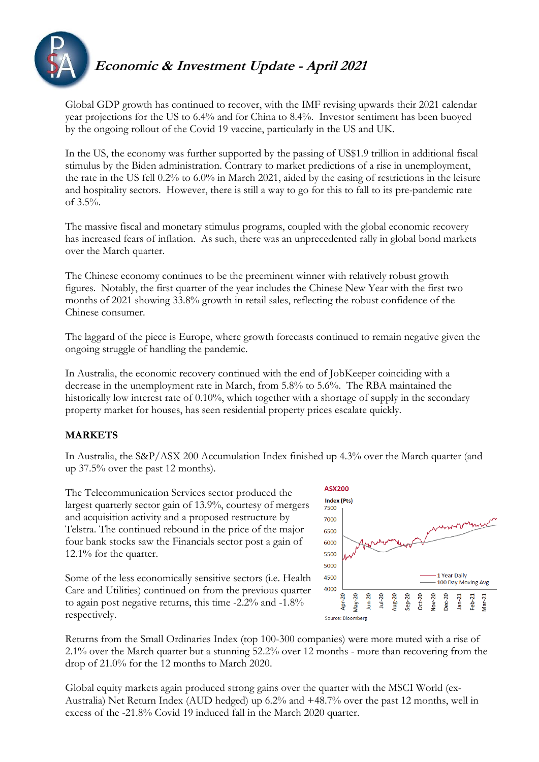# *Economic & Investment Update - April 2021*

Global GDP growth has continued to recover, with the IMF revising upwards their 2021 calendar year projections for the US to 6.4% and for China to 8.4%. Investor sentiment has been buoyed by the ongoing rollout of the Covid 19 vaccine, particularly in the US and UK.

In the US, the economy was further supported by the passing of US$1.9 trillion in additional fiscal stimulus by the Biden administration. Contrary to market predictions of a rise in unemployment, the rate in the US fell 0.2% to 6.0% in March 2021, aided by the easing of restrictions in the leisure and hospitality sectors. However, there is still a way to go for this to fall to its pre-pandemic rate of 3.5%.

The massive fiscal and monetary stimulus programs, coupled with the global economic recovery has increased fears of inflation. As such, there was an unprecedented rally in global bond markets over the March quarter.

The Chinese economy continues to be the preeminent winner with relatively robust growth figures. Notably, the first quarter of the year includes the Chinese New Year with the first two months of 2021 showing 33.8% growth in retail sales, reflecting the robust confidence of the Chinese consumer.

The laggard of the piece is Europe, where growth forecasts continued to remain negative given the ongoing struggle of handling the pandemic.

In Australia, the economic recovery continued with the end of JobKeeper coinciding with a decrease in the unemployment rate in March, from 5.8% to 5.6%. The RBA maintained the historically low interest rate of 0.10%, which together with a shortage of supply in the secondary property market for houses, has seen residential property prices escalate quickly.

## MARKETS

In Australia, the S&P/ASX 200 Accumulation Index finished up 4.3% over the March quarter (and up 37.5% over the past 12 months).

The Telecommunication Services sector produced the largest quarterly sector gain of 13.9%, courtesy of mergers and acquisition activity and a proposed restructure by Telstra. The continued rebound in the price of the major four bank stocks saw the Financials sector post a gain of 12.1% for the quarter.

Some of the less economically sensitive sectors (i.e. Health Care and Utilities) continued on from the previous quarter to again post negative returns, this time -2.2% and -1.8% respectively.

Returns from the Small Ordinaries Index (top 100-300 companies) were more muted with a rise of 2.1% over the March quarter but a stunning 52.2% over 12 months - more than recovering from the drop of 21.0% for the 12 months to March 2020.

Global equity markets again produced strong gains over the quarter with the MSCI World (ex-Australia) Net Return Index (AUD hedged) up 6.2% and +48.7% over the past 12 months, well in excess of the -21.8% Covid 19 induced fall in the March 2020 quarter.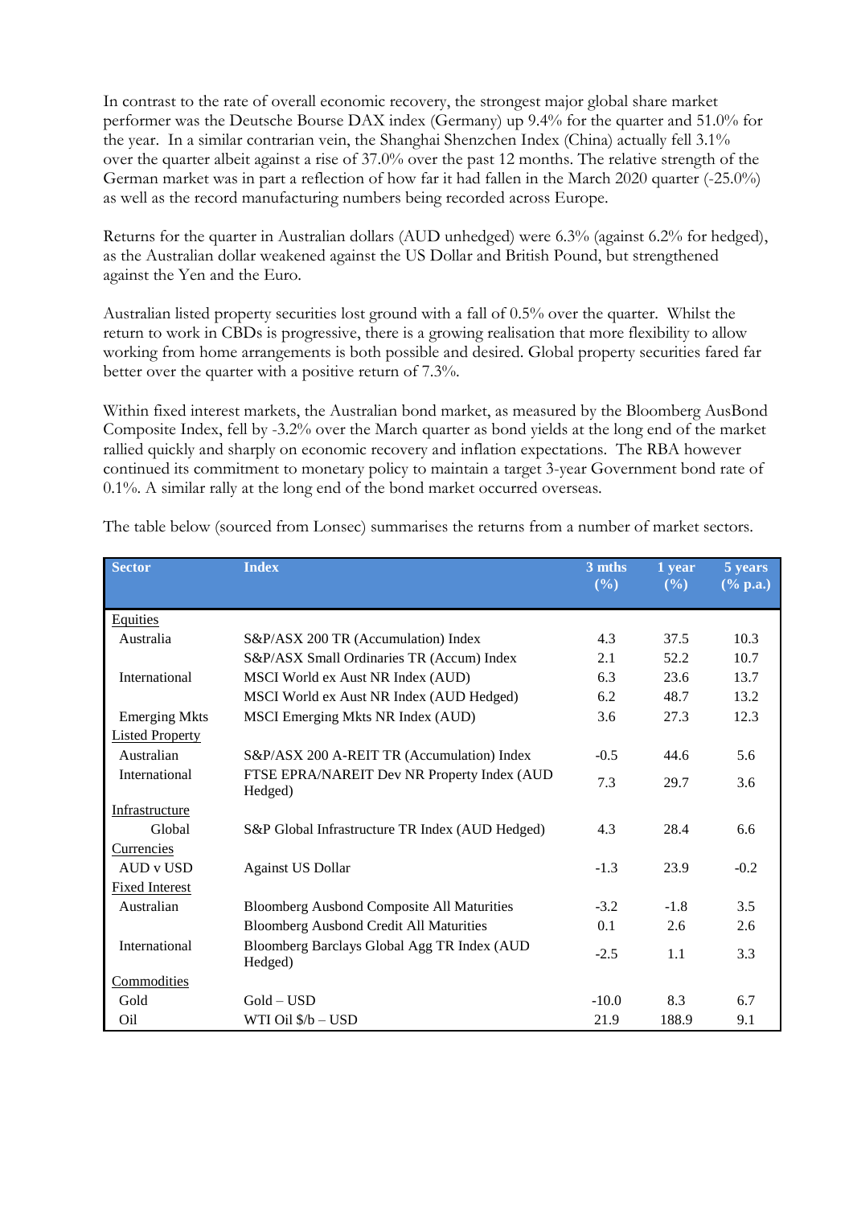In contrast to the rate of overall economic recovery, the strongest major global share market performer was the Deutsche Bourse DAX index (Germany) up 9.4% for the quarter and 51.0% for the year. In a similar contrarian vein, the Shanghai Shenzchen Index (China) actually fell 3.1% over the quarter albeit against a rise of 37.0% over the past 12 months. The relative strength of the German market was in part a reflection of how far it had fallen in the March 2020 quarter (-25.0%) as well as the record manufacturing numbers being recorded across Europe.

Returns for the quarter in Australian dollars (AUD unhedged) were 6.3% (against 6.2% for hedged), as the Australian dollar weakened against the US Dollar and British Pound, but strengthened against the Yen and the Euro.

Australian listed property securities lost ground with a fall of 0.5% over the quarter. Whilst the return to work in CBDs is progressive, there is a growing realisation that more flexibility to allow working from home arrangements is both possible and desired. Global property securities fared far better over the quarter with a positive return of 7.3%.

Within fixed interest markets, the Australian bond market, as measured by the Bloomberg AusBond Composite Index, fell by -3.2% over the March quarter as bond yields at the long end of the market rallied quickly and sharply on economic recovery and inflation expectations. The RBA however continued its commitment to monetary policy to maintain a target 3-year Government bond rate of 0.1%. A similar rally at the long end of the bond market occurred overseas.

The table below (sourced from Lonsec) summarises the returns from a number of market sectors.

| Sector | Index | 3 mths (%) | 1 year (%) | 5 years (% p.a.) |
|---|---|---|---|---|
| Equities | | | | |
| Australia | S&P/ASX 200 TR (Accumulation) Index | 4.3 | 37.5 | 10.3 |
| | S&P/ASX Small Ordinaries TR (Accum) Index | 2.1 | 52.2 | 10.7 |
| International | MSCI World ex Aust NR Index (AUD) | 6.3 | 23.6 | 13.7 |
| | MSCI World ex Aust NR Index (AUD Hedged) | 6.2 | 48.7 | 13.2 |
| Emerging Mkts | MSCI Emerging Mkts NR Index (AUD) | 3.6 | 27.3 | 12.3 |
| Listed Property | | | | |
| Australian | S&P/ASX 200 A-REIT TR (Accumulation) Index | -0.5 | 44.6 | 5.6 |
| International | FTSE EPRA/NAREIT Dev NR Property Index (AUD Hedged) | 7.3 | 29.7 | 3.6 |
| Infrastructure | | | | |
| Global | S&P Global Infrastructure TR Index (AUD Hedged) | 4.3 | 28.4 | 6.6 |
| Currencies | | | | |
| AUD v USD | Against US Dollar | -1.3 | 23.9 | -0.2 |
| Fixed Interest | | | | |
| Australian | Bloomberg Ausbond Composite All Maturities | -3.2 | -1.8 | 3.5 |
| | Bloomberg Ausbond Credit All Maturities | 0.1 | 2.6 | 2.6 |
| International | Bloomberg Barclays Global Agg TR Index (AUD Hedged) | -2.5 | 1.1 | 3.3 |
| Commodities | | | | |
| Gold | Gold – USD | -10.0 | 8.3 | 6.7 |
| Oil | WTI Oil $/b – USD | 21.9 | 188.9 | 9.1 |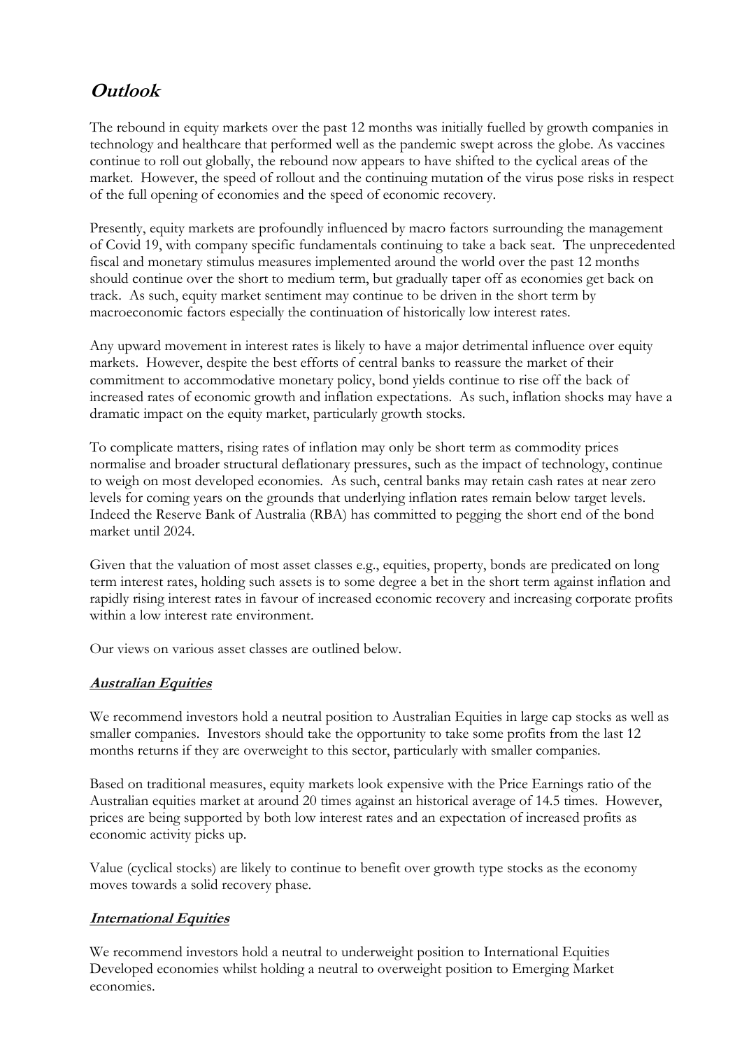## ***Outlook***

The rebound in equity markets over the past 12 months was initially fuelled by growth companies in technology and healthcare that performed well as the pandemic swept across the globe. As vaccines continue to roll out globally, the rebound now appears to have shifted to the cyclical areas of the market. However, the speed of rollout and the continuing mutation of the virus pose risks in respect of the full opening of economies and the speed of economic recovery.

Presently, equity markets are profoundly influenced by macro factors surrounding the management of Covid 19, with company specific fundamentals continuing to take a back seat. The unprecedented fiscal and monetary stimulus measures implemented around the world over the past 12 months should continue over the short to medium term, but gradually taper off as economies get back on track. As such, equity market sentiment may continue to be driven in the short term by macroeconomic factors especially the continuation of historically low interest rates.

Any upward movement in interest rates is likely to have a major detrimental influence over equity markets. However, despite the best efforts of central banks to reassure the market of their commitment to accommodative monetary policy, bond yields continue to rise off the back of increased rates of economic growth and inflation expectations. As such, inflation shocks may have a dramatic impact on the equity market, particularly growth stocks.

To complicate matters, rising rates of inflation may only be short term as commodity prices normalise and broader structural deflationary pressures, such as the impact of technology, continue to weigh on most developed economies. As such, central banks may retain cash rates at near zero levels for coming years on the grounds that underlying inflation rates remain below target levels. Indeed the Reserve Bank of Australia (RBA) has committed to pegging the short end of the bond market until 2024.

Given that the valuation of most asset classes e.g., equities, property, bonds are predicated on long term interest rates, holding such assets is to some degree a bet in the short term against inflation and rapidly rising interest rates in favour of increased economic recovery and increasing corporate profits within a low interest rate environment.

Our views on various asset classes are outlined below.

### ***Australian Equities***

We recommend investors hold a neutral position to Australian Equities in large cap stocks as well as smaller companies. Investors should take the opportunity to take some profits from the last 12 months returns if they are overweight to this sector, particularly with smaller companies.

Based on traditional measures, equity markets look expensive with the Price Earnings ratio of the Australian equities market at around 20 times against an historical average of 14.5 times. However, prices are being supported by both low interest rates and an expectation of increased profits as economic activity picks up.

Value (cyclical stocks) are likely to continue to benefit over growth type stocks as the economy moves towards a solid recovery phase.

### ***International Equities***

We recommend investors hold a neutral to underweight position to International Equities Developed economies whilst holding a neutral to overweight position to Emerging Market economies.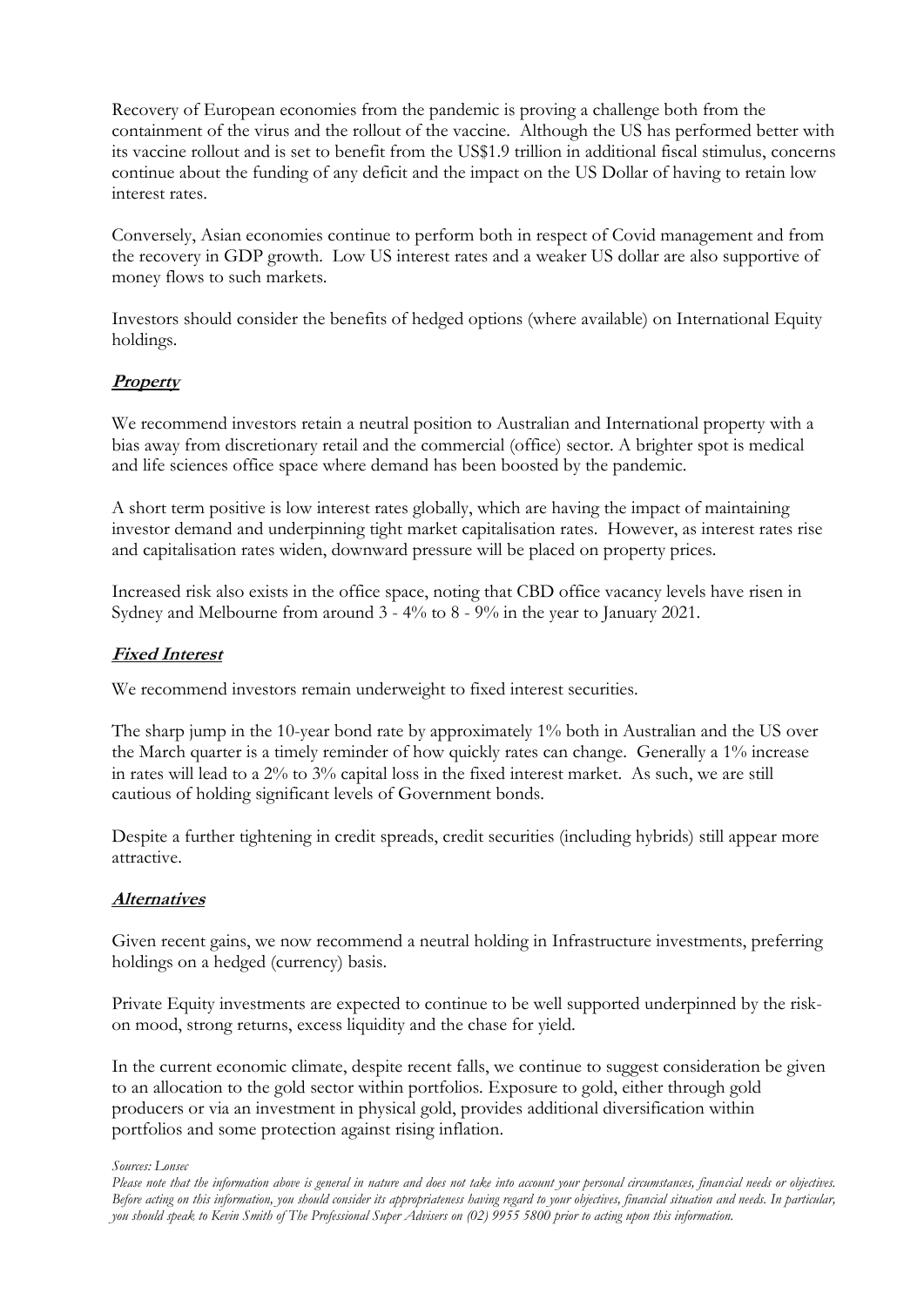Recovery of European economies from the pandemic is proving a challenge both from the containment of the virus and the rollout of the vaccine. Although the US has performed better with its vaccine rollout and is set to benefit from the US$1.9 trillion in additional fiscal stimulus, concerns continue about the funding of any deficit and the impact on the US Dollar of having to retain low interest rates.

Conversely, Asian economies continue to perform both in respect of Covid management and from the recovery in GDP growth. Low US interest rates and a weaker US dollar are also supportive of money flows to such markets.

Investors should consider the benefits of hedged options (where available) on International Equity holdings.

## ***Property***

We recommend investors retain a neutral position to Australian and International property with a bias away from discretionary retail and the commercial (office) sector. A brighter spot is medical and life sciences office space where demand has been boosted by the pandemic.

A short term positive is low interest rates globally, which are having the impact of maintaining investor demand and underpinning tight market capitalisation rates. However, as interest rates rise and capitalisation rates widen, downward pressure will be placed on property prices.

Increased risk also exists in the office space, noting that CBD office vacancy levels have risen in Sydney and Melbourne from around 3 - 4% to 8 - 9% in the year to January 2021.

## ***Fixed Interest***

We recommend investors remain underweight to fixed interest securities.

The sharp jump in the 10-year bond rate by approximately 1% both in Australian and the US over the March quarter is a timely reminder of how quickly rates can change. Generally a 1% increase in rates will lead to a 2% to 3% capital loss in the fixed interest market. As such, we are still cautious of holding significant levels of Government bonds.

Despite a further tightening in credit spreads, credit securities (including hybrids) still appear more attractive.

## ***Alternatives***

Given recent gains, we now recommend a neutral holding in Infrastructure investments, preferring holdings on a hedged (currency) basis.

Private Equity investments are expected to continue to be well supported underpinned by the risk-on mood, strong returns, excess liquidity and the chase for yield.

In the current economic climate, despite recent falls, we continue to suggest consideration be given to an allocation to the gold sector within portfolios. Exposure to gold, either through gold producers or via an investment in physical gold, provides additional diversification within portfolios and some protection against rising inflation.

*Sources: Lonsec*

*Please note that the information above is general in nature and does not take into account your personal circumstances, financial needs or objectives. Before acting on this information, you should consider its appropriateness having regard to your objectives, financial situation and needs. In particular, you should speak to Kevin Smith of The Professional Super Advisers on (02) 9955 5800 prior to acting upon this information.*